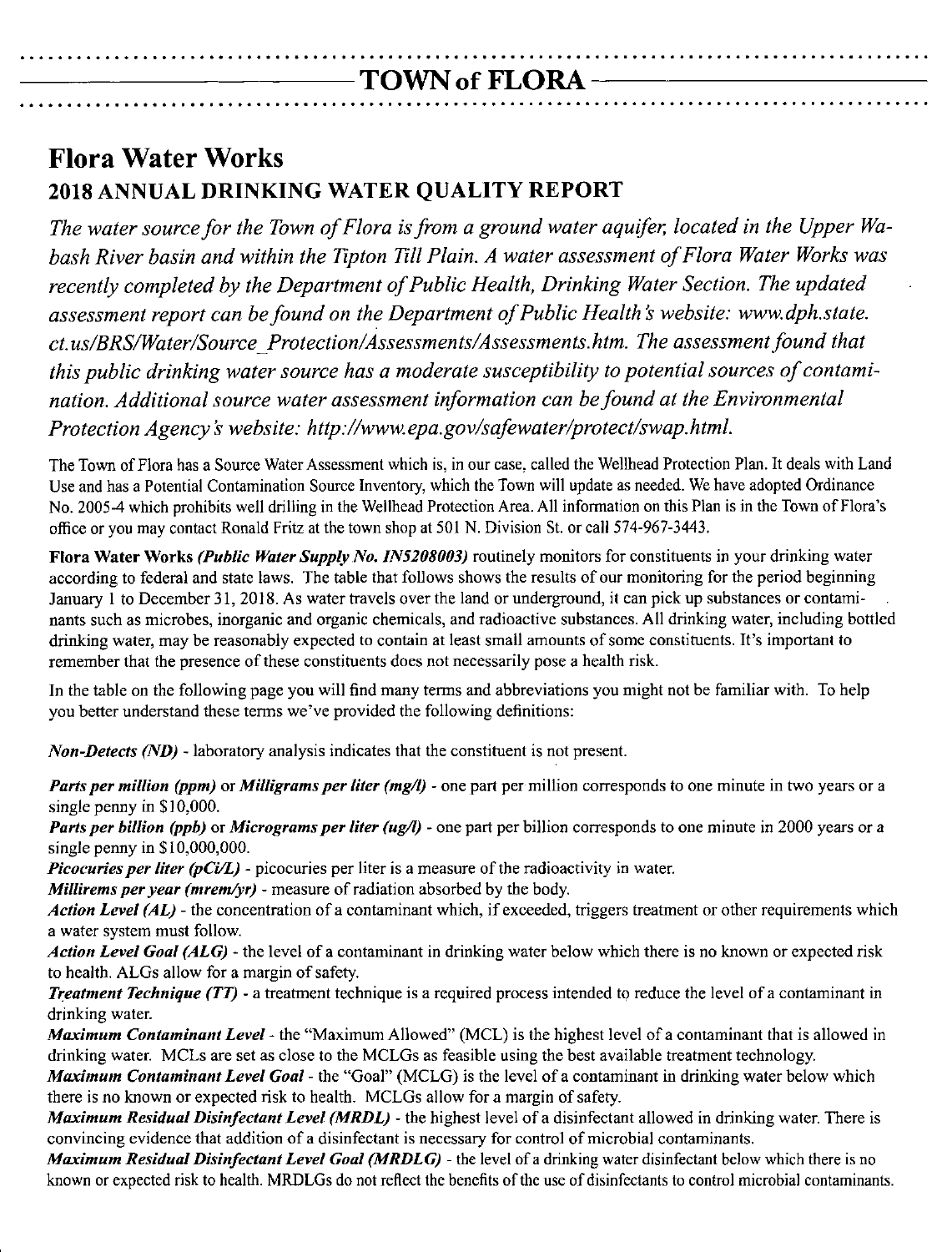# TOWN of FLORA

## Flora Water Works

### 2018 ANNUAL DRINKING WATER QUALITY REPORT

*The water source for the Town of Flora is from a ground water aquifer, located in the Upper Wabash River basin and within the Tipton Till Plain. A water assessment of Flora Water Works was recently completed by the Department of Public Health, Drinking Water Section. The updated assessment report can be found on the Department of Public Health's website: www.dph.state.ct.us/BRS/Water/Source_Protection/Assessments/Assessments.htm. The assessment found that this public drinking water source has a moderate susceptibility to potential sources of contamination. Additional source water assessment information can be found at the Environmental Protection Agency's website: http://www.epa.gov/safewater/protect/swap.html.*

The Town of Flora has a Source Water Assessment which is, in our case, called the Wellhead Protection Plan. It deals with Land Use and has a Potential Contamination Source Inventory, which the Town will update as needed. We have adopted Ordinance No. 2005-4 which prohibits well drilling in the Wellhead Protection Area. All information on this Plan is in the Town of Flora's office or you may contact Ronald Fritz at the town shop at 501 N. Division St. or call 574-967-3443.

**Flora Water Works** ***(Public Water Supply No. IN5208003)*** routinely monitors for constituents in your drinking water according to federal and state laws. The table that follows shows the results of our monitoring for the period beginning January 1 to December 31, 2018. As water travels over the land or underground, it can pick up substances or contaminants such as microbes, inorganic and organic chemicals, and radioactive substances. All drinking water, including bottled drinking water, may be reasonably expected to contain at least small amounts of some constituents. It's important to remember that the presence of these constituents does not necessarily pose a health risk.

In the table on the following page you will find many terms and abbreviations you might not be familiar with. To help you better understand these terms we've provided the following definitions:

***Non-Detects (ND)*** - laboratory analysis indicates that the constituent is not present.

***Parts per million (ppm)*** or ***Milligrams per liter (mg/l)*** - one part per million corresponds to one minute in two years or a single penny in $10,000.

***Parts per billion (ppb)*** or ***Micrograms per liter (ug/l)*** - one part per billion corresponds to one minute in 2000 years or a single penny in $10,000,000.

***Picocuries per liter (pCi/L)*** - picocuries per liter is a measure of the radioactivity in water.

***Millirems per year (mrem/yr)*** - measure of radiation absorbed by the body.

***Action Level (AL)*** - the concentration of a contaminant which, if exceeded, triggers treatment or other requirements which a water system must follow.

***Action Level Goal (ALG)*** - the level of a contaminant in drinking water below which there is no known or expected risk to health. ALGs allow for a margin of safety.

***Treatment Technique (TT)*** - a treatment technique is a required process intended to reduce the level of a contaminant in drinking water.

***Maximum Contaminant Level*** - the "Maximum Allowed" (MCL) is the highest level of a contaminant that is allowed in drinking water. MCLs are set as close to the MCLGs as feasible using the best available treatment technology.

***Maximum Contaminant Level Goal*** - the "Goal" (MCLG) is the level of a contaminant in drinking water below which there is no known or expected risk to health. MCLGs allow for a margin of safety.

***Maximum Residual Disinfectant Level (MRDL)*** - the highest level of a disinfectant allowed in drinking water. There is convincing evidence that addition of a disinfectant is necessary for control of microbial contaminants.

***Maximum Residual Disinfectant Level Goal (MRDLG)*** - the level of a drinking water disinfectant below which there is no known or expected risk to health. MRDLGs do not reflect the benefits of the use of disinfectants to control microbial contaminants.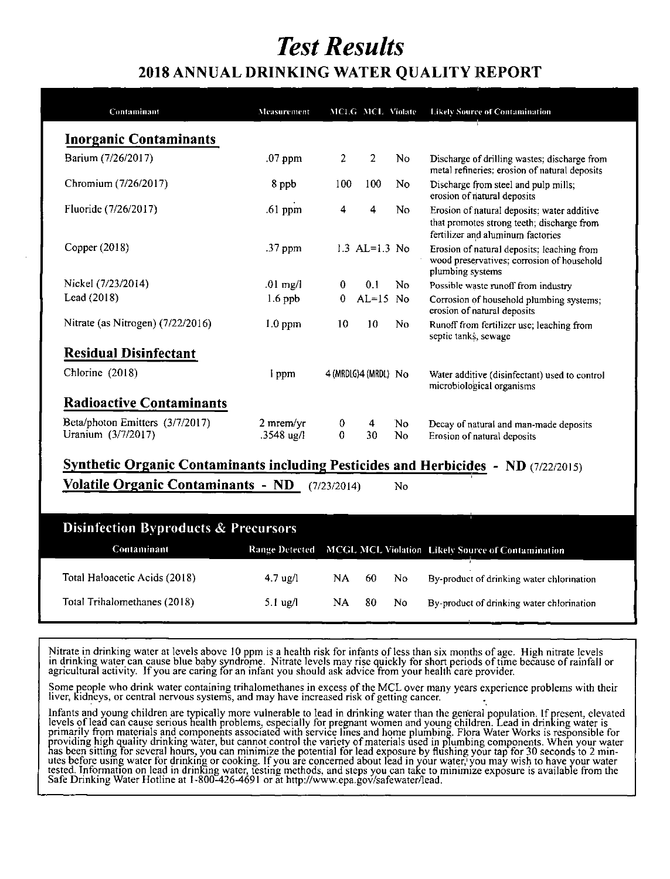# *Test Results*

## 2018 ANNUAL DRINKING WATER QUALITY REPORT

| Contaminant | Measurement | MCLG | MCL | Violate | Likely Source of Contamination |
|---|---|---|---|---|---|
| **Inorganic Contaminants** | | | | | |
| Barium (7/26/2017) | .07 ppm | 2 | 2 | No | Discharge of drilling wastes; discharge from metal refineries; erosion of natural deposits |
| Chromium (7/26/2017) | 8 ppb | 100 | 100 | No | Discharge from steel and pulp mills; erosion of natural deposits |
| Fluoride (7/26/2017) | .61 ppm | 4 | 4 | No | Erosion of natural deposits; water additive that promotes strong teeth; discharge from fertilizer and aluminum factories |
| Copper (2018) | .37 ppm | 1.3 | AL=1.3 | No | Erosion of natural deposits; leaching from wood preservatives; corrosion of household plumbing systems |
| Nickel (7/23/2014) | .01 mg/l | 0 | 0.1 | No | Possible waste runoff from industry |
| Lead (2018) | 1.6 ppb | 0 | AL=15 | No | Corrosion of household plumbing systems; erosion of natural deposits |
| Nitrate (as Nitrogen) (7/22/2016) | 1.0 ppm | 10 | 10 | No | Runoff from fertilizer use; leaching from septic tanks, sewage |
| **Residual Disinfectant** | | | | | |
| Chlorine (2018) | 1 ppm | 4 (MRDLG) | 4 (MRDL) | No | Water additive (disinfectant) used to control microbiological organisms |
| **Radioactive Contaminants** | | | | | |
| Beta/photon Emitters (3/7/2017) | 2 mrem/yr | 0 | 4 | No | Decay of natural and man-made deposits |
| Uranium (3/7/2017) | .3548 ug/l | 0 | 30 | No | Erosion of natural deposits |

**Synthetic Organic Contaminants including Pesticides and Herbicides - ND** (7/22/2015)

**Volatile Organic Contaminants - ND** (7/23/2014) No

## Disinfection Byproducts & Precursors

| Contaminant | Range Detected | MCGL | MCL | Violation | Likely Source of Contamination |
|---|---|---|---|---|---|
| Total Haloacetic Acids (2018) | 4.7 ug/l | NA | 60 | No | By-product of drinking water chlorination |
| Total Trihalomethanes (2018) | 5.1 ug/l | NA | 80 | No | By-product of drinking water chlorination |

Nitrate in drinking water at levels above 10 ppm is a health risk for infants of less than six months of age. High nitrate levels in drinking water can cause blue baby syndrome. Nitrate levels may rise quickly for short periods of time because of rainfall or agricultural activity. If you are caring for an infant you should ask advice from your health care provider.

Some people who drink water containing trihalomethanes in excess of the MCL over many years experience problems with their liver, kidneys, or central nervous systems, and may have increased risk of getting cancer.

Infants and young children are typically more vulnerable to lead in drinking water than the general population. If present, elevated levels of lead can cause serious health problems, especially for pregnant women and young children. Lead in drinking water is primarily from materials and components associated with service lines and home plumbing. Flora Water Works is responsible for providing high quality drinking water, but cannot control the variety of materials used in plumbing components. When your water has been sitting for several hours, you can minimize the potential for lead exposure by flushing your tap for 30 seconds to 2 minutes before using water for drinking or cooking. If you are concerned about lead in your water, you may wish to have your water tested. Information on lead in drinking water, testing methods, and steps you can take to minimize exposure is available from the Safe Drinking Water Hotline at 1-800-426-4691 or at http://www.epa.gov/safewater/lead.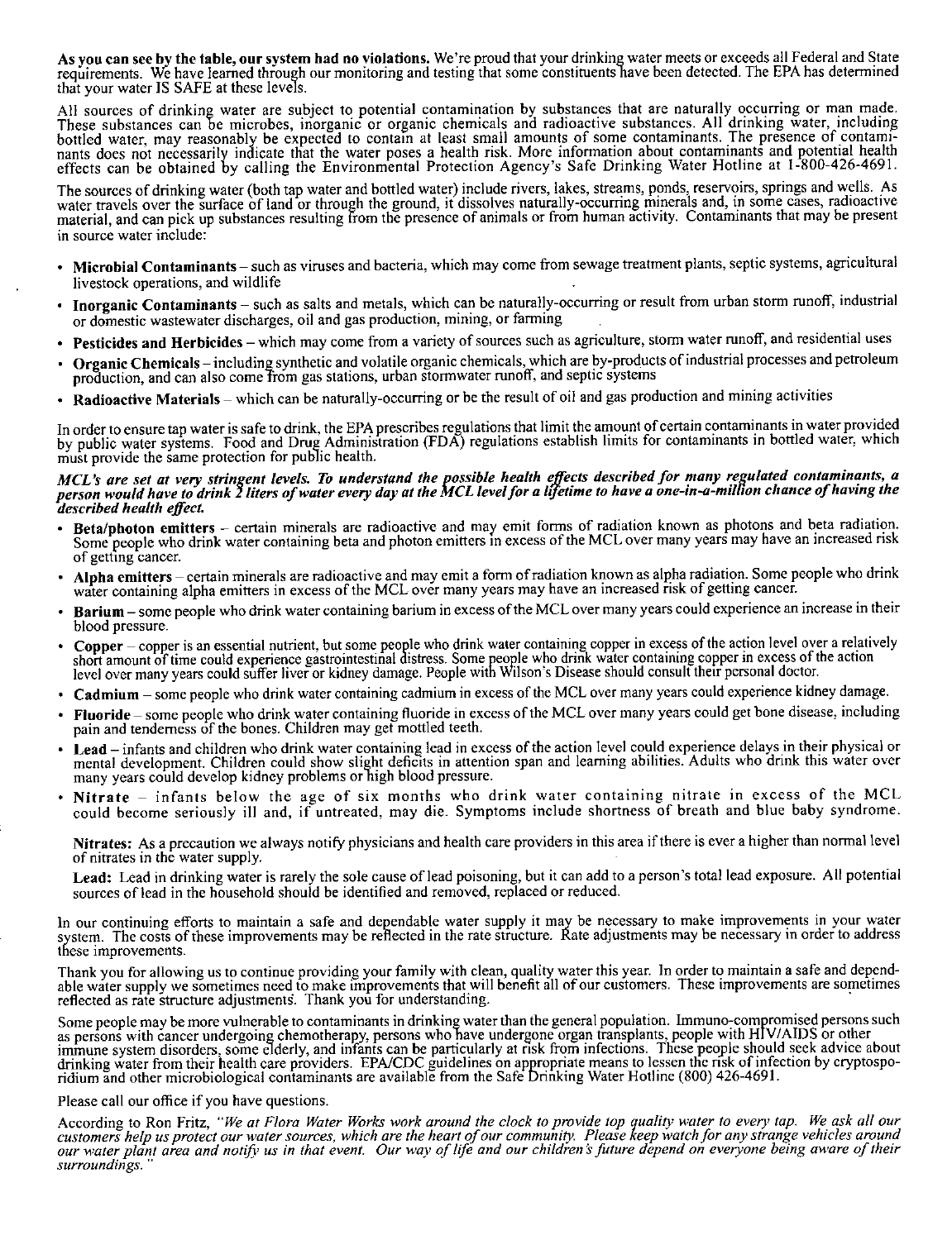**As you can see by the table, our system had no violations.** We're proud that your drinking water meets or exceeds all Federal and State requirements. We have learned through our monitoring and testing that some constituents have been detected. The EPA has determined that your water IS SAFE at these levels.

All sources of drinking water are subject to potential contamination by substances that are naturally occurring or man made. These substances can be microbes, inorganic or organic chemicals and radioactive substances. All drinking water, including bottled water, may reasonably be expected to contain at least small amounts of some contaminants. The presence of contaminants does not necessarily indicate that the water poses a health risk. More information about contaminants and potential health effects can be obtained by calling the Environmental Protection Agency's Safe Drinking Water Hotline at 1-800-426-4691.

The sources of drinking water (both tap water and bottled water) include rivers, lakes, streams, ponds, reservoirs, springs and wells. As water travels over the surface of land or through the ground, it dissolves naturally-occurring minerals and, in some cases, radioactive material, and can pick up substances resulting from the presence of animals or from human activity. Contaminants that may be present in source water include:

- **Microbial Contaminants** – such as viruses and bacteria, which may come from sewage treatment plants, septic systems, agricultural livestock operations, and wildlife
- **Inorganic Contaminants** – such as salts and metals, which can be naturally-occurring or result from urban storm runoff, industrial or domestic wastewater discharges, oil and gas production, mining, or farming
- **Pesticides and Herbicides** – which may come from a variety of sources such as agriculture, storm water runoff, and residential uses
- **Organic Chemicals** – including synthetic and volatile organic chemicals, which are by-products of industrial processes and petroleum production, and can also come from gas stations, urban stormwater runoff, and septic systems
- **Radioactive Materials** – which can be naturally-occurring or be the result of oil and gas production and mining activities

In order to ensure tap water is safe to drink, the EPA prescribes regulations that limit the amount of certain contaminants in water provided by public water systems. Food and Drug Administration (FDA) regulations establish limits for contaminants in bottled water, which must provide the same protection for public health.

***MCL's are set at very stringent levels. To understand the possible health effects described for many regulated contaminants, a person would have to drink 2 liters of water every day at the MCL level for a lifetime to have a one-in-a-million chance of having the described health effect.***

- **Beta/photon emitters** – certain minerals are radioactive and may emit forms of radiation known as photons and beta radiation. Some people who drink water containing beta and photon emitters in excess of the MCL over many years may have an increased risk of getting cancer.
- **Alpha emitters** – certain minerals are radioactive and may emit a form of radiation known as alpha radiation. Some people who drink water containing alpha emitters in excess of the MCL over many years may have an increased risk of getting cancer.
- **Barium** – some people who drink water containing barium in excess of the MCL over many years could experience an increase in their blood pressure.
- **Copper** – copper is an essential nutrient, but some people who drink water containing copper in excess of the action level over a relatively short amount of time could experience gastrointestinal distress. Some people who drink water containing copper in excess of the action level over many years could suffer liver or kidney damage. People with Wilson's Disease should consult their personal doctor.
- **Cadmium** – some people who drink water containing cadmium in excess of the MCL over many years could experience kidney damage.
- **Fluoride** – some people who drink water containing fluoride in excess of the MCL over many years could get bone disease, including pain and tenderness of the bones. Children may get mottled teeth.
- **Lead** – infants and children who drink water containing lead in excess of the action level could experience delays in their physical or mental development. Children could show slight deficits in attention span and learning abilities. Adults who drink this water over many years could develop kidney problems or high blood pressure.
- **Nitrate** – infants below the age of six months who drink water containing nitrate in excess of the MCL could become seriously ill and, if untreated, may die. Symptoms include shortness of breath and blue baby syndrome.

  **Nitrates:** As a precaution we always notify physicians and health care providers in this area if there is ever a higher than normal level of nitrates in the water supply.

  **Lead:** Lead in drinking water is rarely the sole cause of lead poisoning, but it can add to a person's total lead exposure. All potential sources of lead in the household should be identified and removed, replaced or reduced.

In our continuing efforts to maintain a safe and dependable water supply it may be necessary to make improvements in your water system. The costs of these improvements may be reflected in the rate structure. Rate adjustments may be necessary in order to address these improvements.

Thank you for allowing us to continue providing your family with clean, quality water this year. In order to maintain a safe and dependable water supply we sometimes need to make improvements that will benefit all of our customers. These improvements are sometimes reflected as rate structure adjustments. Thank you for understanding.

Some people may be more vulnerable to contaminants in drinking water than the general population. Immuno-compromised persons such as persons with cancer undergoing chemotherapy, persons who have undergone organ transplants, people with HIV/AIDS or other immune system disorders, some elderly, and infants can be particularly at risk from infections. These people should seek advice about drinking water from their health care providers. EPA/CDC guidelines on appropriate means to lessen the risk of infection by cryptosporidium and other microbiological contaminants are available from the Safe Drinking Water Hotline (800) 426-4691.

Please call our office if you have questions.

According to Ron Fritz, *"We at Flora Water Works work around the clock to provide top quality water to every tap. We ask all our customers help us protect our water sources, which are the heart of our community. Please keep watch for any strange vehicles around our water plant area and notify us in that event. Our way of life and our children's future depend on everyone being aware of their surroundings."*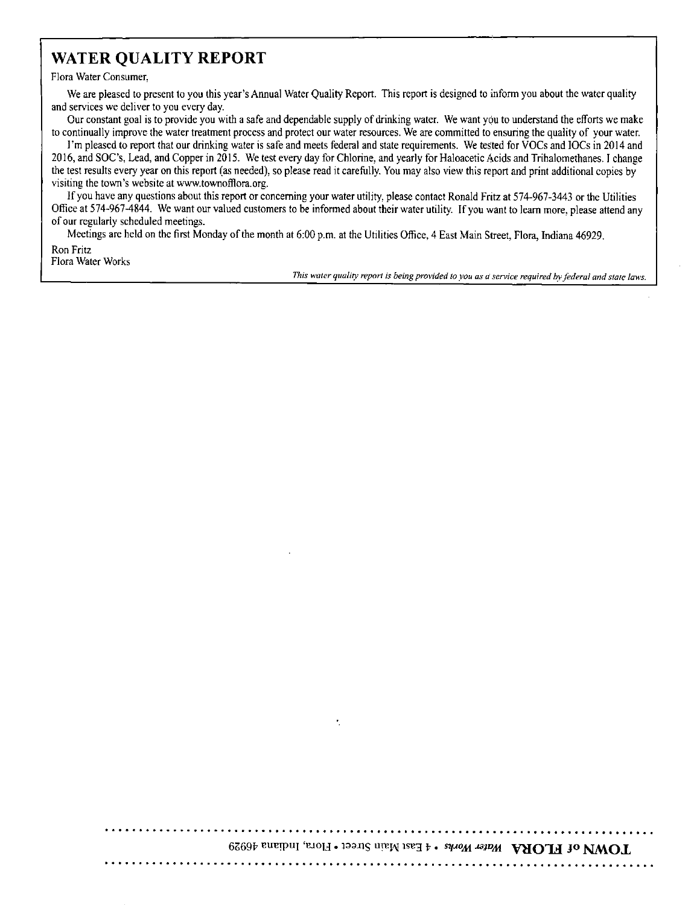# WATER QUALITY REPORT

Flora Water Consumer,

We are pleased to present to you this year's Annual Water Quality Report. This report is designed to inform you about the water quality and services we deliver to you every day.

Our constant goal is to provide you with a safe and dependable supply of drinking water. We want you to understand the efforts we make to continually improve the water treatment process and protect our water resources. We are committed to ensuring the quality of your water.

I'm pleased to report that our drinking water is safe and meets federal and state requirements. We tested for VOCs and IOCs in 2014 and 2016, and SOC's, Lead, and Copper in 2015. We test every day for Chlorine, and yearly for Haloacetic Acids and Trihalomethanes. I change the test results every year on this report (as needed), so please read it carefully. You may also view this report and print additional copies by visiting the town's website at www.townofflora.org.

If you have any questions about this report or concerning your water utility, please contact Ronald Fritz at 574-967-3443 or the Utilities Office at 574-967-4844. We want our valued customers to be informed about their water utility. If you want to learn more, please attend any of our regularly scheduled meetings.

Meetings are held on the first Monday of the month at 6:00 p.m. at the Utilities Office, 4 East Main Street, Flora, Indiana 46929.

Ron Fritz
Flora Water Works

*This water quality report is being provided to you as a service required by federal and state laws.*

**TOWN of FLORA** *Water Works* • 4 East Main Street • Flora, Indiana 46929